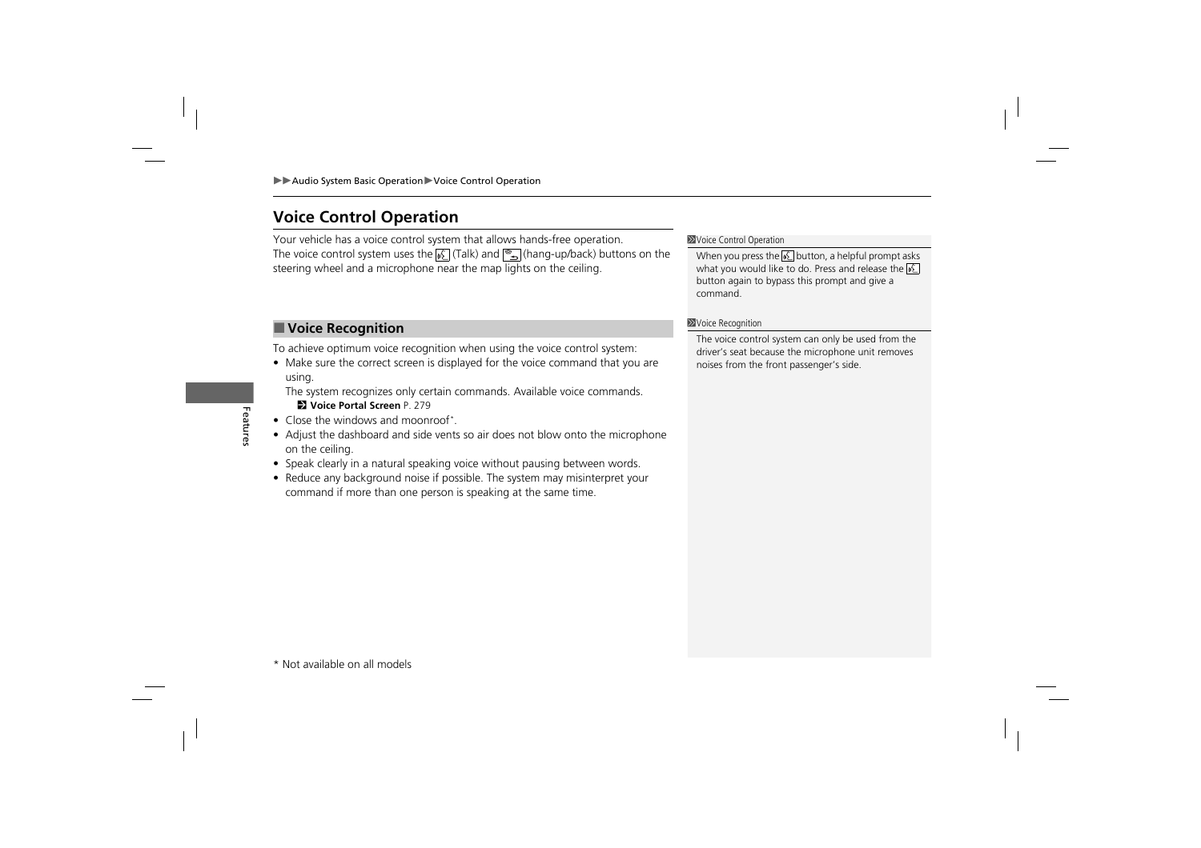## Voice Control Operation

Your vehicle has a voice control system that allows hands-free operation.
The voice control system uses the (Talk) and (hang-up/back) buttons on the steering wheel and a microphone near the map lights on the ceiling.

### Voice Recognition

To achieve optimum voice recognition when using the voice control system:

- Make sure the correct screen is displayed for the voice command that you are using.
  The system recognizes only certain commands. Available voice commands.
  **Voice Portal Screen** P. 279
- Close the windows and moonroof*.
- Adjust the dashboard and side vents so air does not blow onto the microphone on the ceiling.
- Speak clearly in a natural speaking voice without pausing between words.
- Reduce any background noise if possible. The system may misinterpret your command if more than one person is speaking at the same time.

Voice Control Operation

When you press the button, a helpful prompt asks what you would like to do. Press and release the button again to bypass this prompt and give a command.

Voice Recognition

The voice control system can only be used from the driver's seat because the microphone unit removes noises from the front passenger's side.

* Not available on all models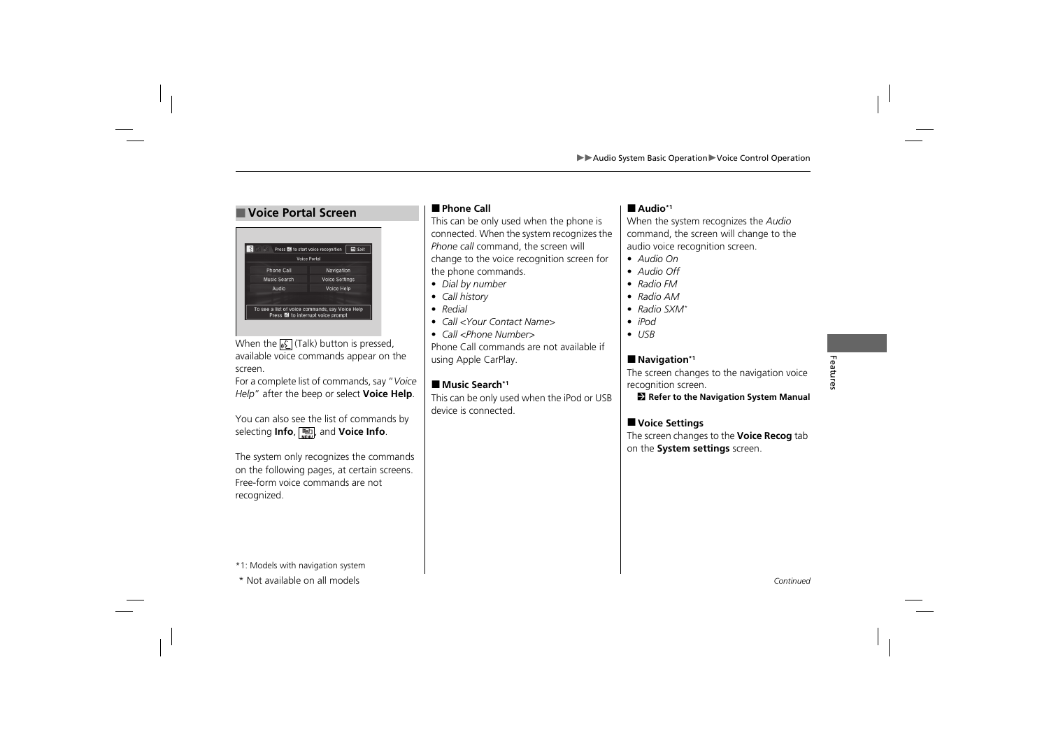## Voice Portal Screen

When the (Talk) button is pressed, available voice commands appear on the screen.

For a complete list of commands, say "*Voice Help*" after the beep or select **Voice Help**.

You can also see the list of commands by selecting **Info**, , and **Voice Info**.

The system only recognizes the commands on the following pages, at certain screens. Free-form voice commands are not recognized.

### Phone Call

This can be only used when the phone is connected. When the system recognizes the *Phone call* command, the screen will change to the voice recognition screen for the phone commands.

- *Dial by number*
- *Call history*
- *Redial*
- *Call <Your Contact Name>*
- *Call <Phone Number>*

Phone Call commands are not available if using Apple CarPlay.

### Music Search*1

This can be only used when the iPod or USB device is connected.

### Audio*1

When the system recognizes the *Audio* command, the screen will change to the audio voice recognition screen.

- *Audio On*
- *Audio Off*
- *Radio FM*
- *Radio AM*
- *Radio SXM**
- *iPod*
- *USB*

### Navigation*1

The screen changes to the navigation voice recognition screen.

**Refer to the Navigation System Manual**

### Voice Settings

The screen changes to the **Voice Recog** tab on the **System settings** screen.

*1: Models with navigation system

\* Not available on all models

*Continued*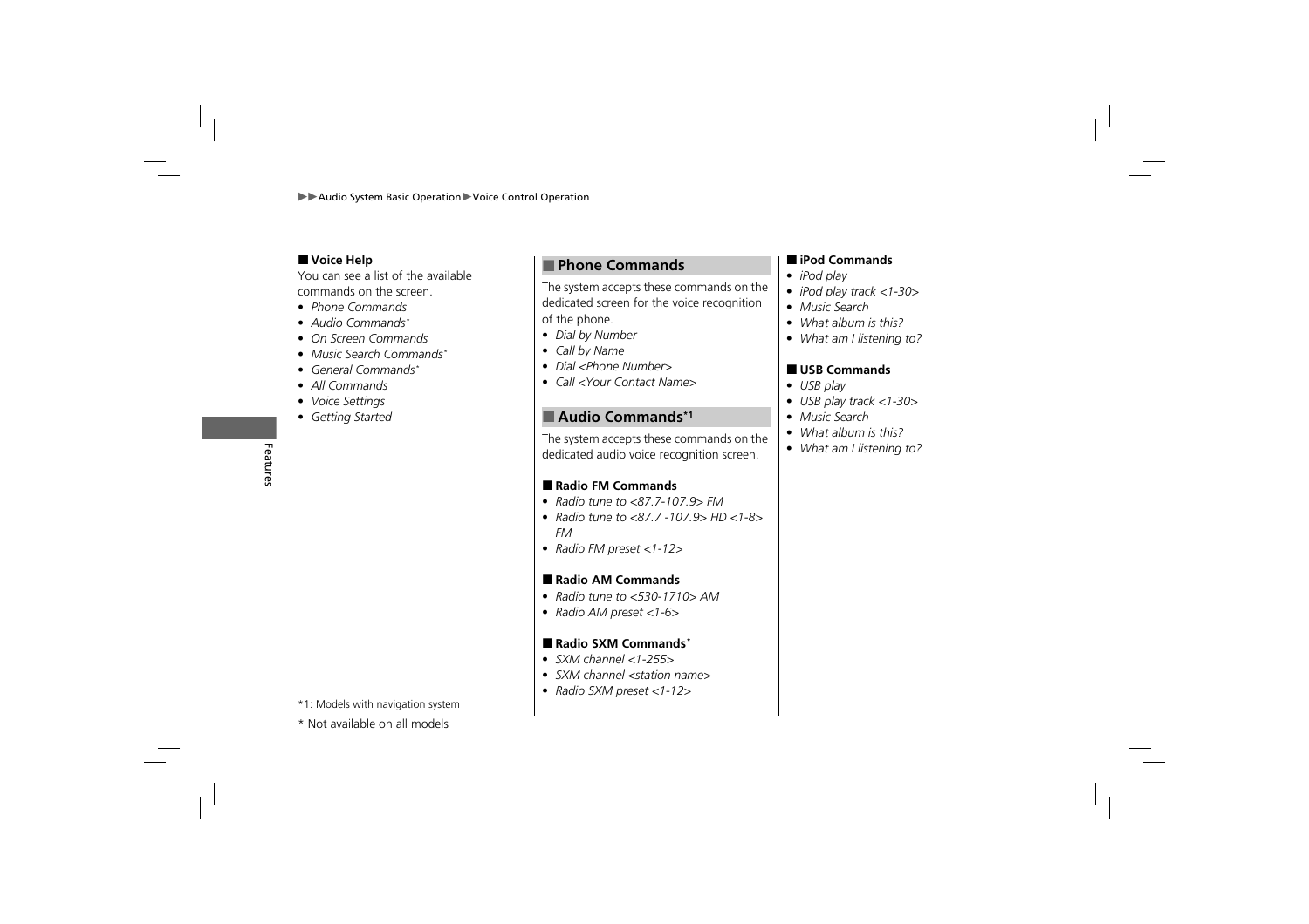### Voice Help

You can see a list of the available commands on the screen.

- *Phone Commands*
- *Audio Commands**
- *On Screen Commands*
- *Music Search Commands**
- *General Commands**
- *All Commands*
- *Voice Settings*
- *Getting Started*

## Phone Commands

The system accepts these commands on the dedicated screen for the voice recognition of the phone.

- *Dial by Number*
- *Call by Name*
- *Dial <Phone Number>*
- *Call <Your Contact Name>*

## Audio Commands*1

The system accepts these commands on the dedicated audio voice recognition screen.

### Radio FM Commands

- *Radio tune to <87.7-107.9> FM*
- *Radio tune to <87.7 -107.9> HD <1-8> FM*
- *Radio FM preset <1-12>*

### Radio AM Commands

- *Radio tune to <530-1710> AM*
- *Radio AM preset <1-6>*

### Radio SXM Commands*

- *SXM channel <1-255>*
- *SXM channel <station name>*
- *Radio SXM preset <1-12>*

### iPod Commands

- *iPod play*
- *iPod play track <1-30>*
- *Music Search*
- *What album is this?*
- *What am I listening to?*

### USB Commands

- *USB play*
- *USB play track <1-30>*
- *Music Search*
- *What album is this?*
- *What am I listening to?*

*1: Models with navigation system

* Not available on all models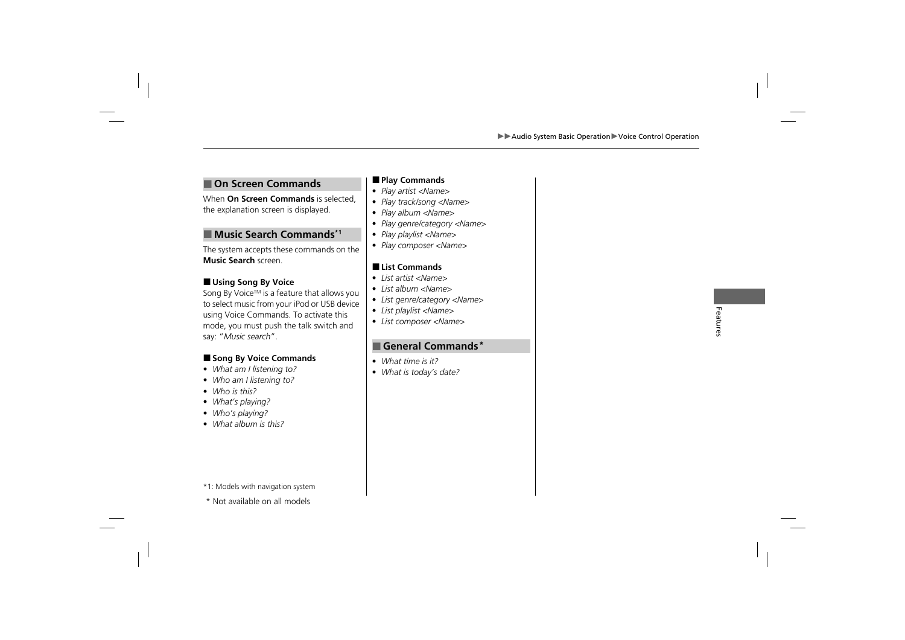## On Screen Commands

When **On Screen Commands** is selected, the explanation screen is displayed.

## Music Search Commands[*1]

The system accepts these commands on the **Music Search** screen.

### Using Song By Voice

Song By Voice™ is a feature that allows you to select music from your iPod or USB device using Voice Commands. To activate this mode, you must push the talk switch and say: "*Music search*".

### Song By Voice Commands

- *What am I listening to?*
- *Who am I listening to?*
- *Who is this?*
- *What's playing?*
- *Who's playing?*
- *What album is this?*

### Play Commands

- *Play artist <Name>*
- *Play track/song <Name>*
- *Play album <Name>*
- *Play genre/category <Name>*
- *Play playlist <Name>*
- *Play composer <Name>*

### List Commands

- *List artist <Name>*
- *List album <Name>*
- *List genre/category <Name>*
- *List playlist <Name>*
- *List composer <Name>*

## General Commands*

- *What time is it?*
- *What is today's date?*

*1: Models with navigation system

* Not available on all models